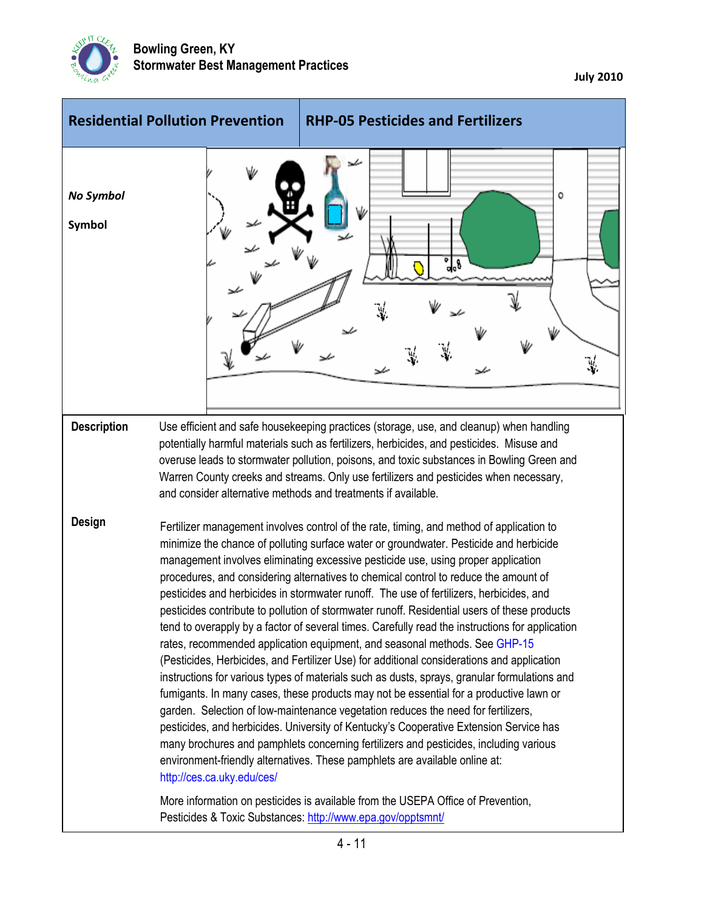Bowling Green, KY
Stormwater Best Management Practices

July 2010

| Residential Pollution Prevention | RHP-05 Pesticides and Fertilizers |
|---|---|

*No Symbol*

Symbol

**Description**

Use efficient and safe housekeeping practices (storage, use, and cleanup) when handling potentially harmful materials such as fertilizers, herbicides, and pesticides. Misuse and overuse leads to stormwater pollution, poisons, and toxic substances in Bowling Green and Warren County creeks and streams. Only use fertilizers and pesticides when necessary, and consider alternative methods and treatments if available.

**Design**

Fertilizer management involves control of the rate, timing, and method of application to minimize the chance of polluting surface water or groundwater. Pesticide and herbicide management involves eliminating excessive pesticide use, using proper application procedures, and considering alternatives to chemical control to reduce the amount of pesticides and herbicides in stormwater runoff. The use of fertilizers, herbicides, and pesticides contribute to pollution of stormwater runoff. Residential users of these products tend to overapply by a factor of several times. Carefully read the instructions for application rates, recommended application equipment, and seasonal methods. See GHP-15 (Pesticides, Herbicides, and Fertilizer Use) for additional considerations and application instructions for various types of materials such as dusts, sprays, granular formulations and fumigants. In many cases, these products may not be essential for a productive lawn or garden. Selection of low-maintenance vegetation reduces the need for fertilizers, pesticides, and herbicides. University of Kentucky's Cooperative Extension Service has many brochures and pamphlets concerning fertilizers and pesticides, including various environment-friendly alternatives. These pamphlets are available online at: http://ces.ca.uky.edu/ces/

More information on pesticides is available from the USEPA Office of Prevention, Pesticides & Toxic Substances: http://www.epa.gov/opptsmnt/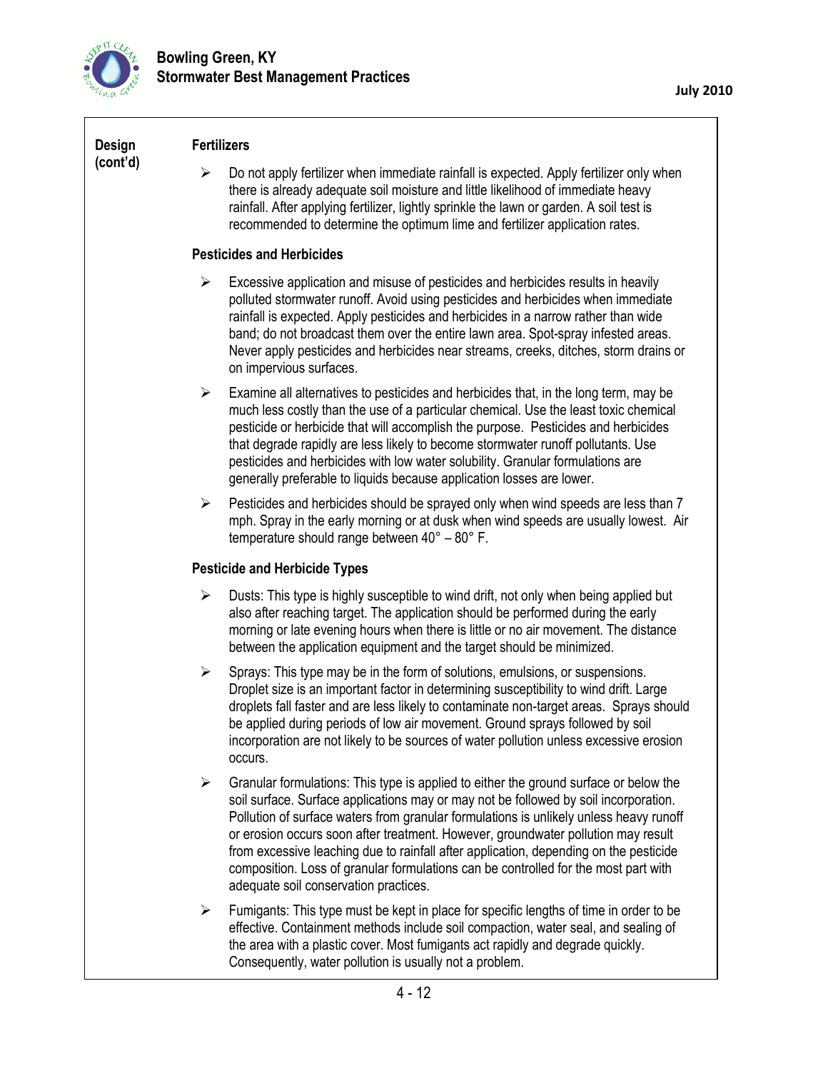**Design (cont'd)**

### Fertilizers

- Do not apply fertilizer when immediate rainfall is expected. Apply fertilizer only when there is already adequate soil moisture and little likelihood of immediate heavy rainfall. After applying fertilizer, lightly sprinkle the lawn or garden. A soil test is recommended to determine the optimum lime and fertilizer application rates.

### Pesticides and Herbicides

- Excessive application and misuse of pesticides and herbicides results in heavily polluted stormwater runoff. Avoid using pesticides and herbicides when immediate rainfall is expected. Apply pesticides and herbicides in a narrow rather than wide band; do not broadcast them over the entire lawn area. Spot-spray infested areas. Never apply pesticides and herbicides near streams, creeks, ditches, storm drains or on impervious surfaces.
- Examine all alternatives to pesticides and herbicides that, in the long term, may be much less costly than the use of a particular chemical. Use the least toxic chemical pesticide or herbicide that will accomplish the purpose. Pesticides and herbicides that degrade rapidly are less likely to become stormwater runoff pollutants. Use pesticides and herbicides with low water solubility. Granular formulations are generally preferable to liquids because application losses are lower.
- Pesticides and herbicides should be sprayed only when wind speeds are less than 7 mph. Spray in the early morning or at dusk when wind speeds are usually lowest. Air temperature should range between 40° – 80° F.

### Pesticide and Herbicide Types

- Dusts: This type is highly susceptible to wind drift, not only when being applied but also after reaching target. The application should be performed during the early morning or late evening hours when there is little or no air movement. The distance between the application equipment and the target should be minimized.
- Sprays: This type may be in the form of solutions, emulsions, or suspensions. Droplet size is an important factor in determining susceptibility to wind drift. Large droplets fall faster and are less likely to contaminate non-target areas. Sprays should be applied during periods of low air movement. Ground sprays followed by soil incorporation are not likely to be sources of water pollution unless excessive erosion occurs.
- Granular formulations: This type is applied to either the ground surface or below the soil surface. Surface applications may or may not be followed by soil incorporation. Pollution of surface waters from granular formulations is unlikely unless heavy runoff or erosion occurs soon after treatment. However, groundwater pollution may result from excessive leaching due to rainfall after application, depending on the pesticide composition. Loss of granular formulations can be controlled for the most part with adequate soil conservation practices.
- Fumigants: This type must be kept in place for specific lengths of time in order to be effective. Containment methods include soil compaction, water seal, and sealing of the area with a plastic cover. Most fumigants act rapidly and degrade quickly. Consequently, water pollution is usually not a problem.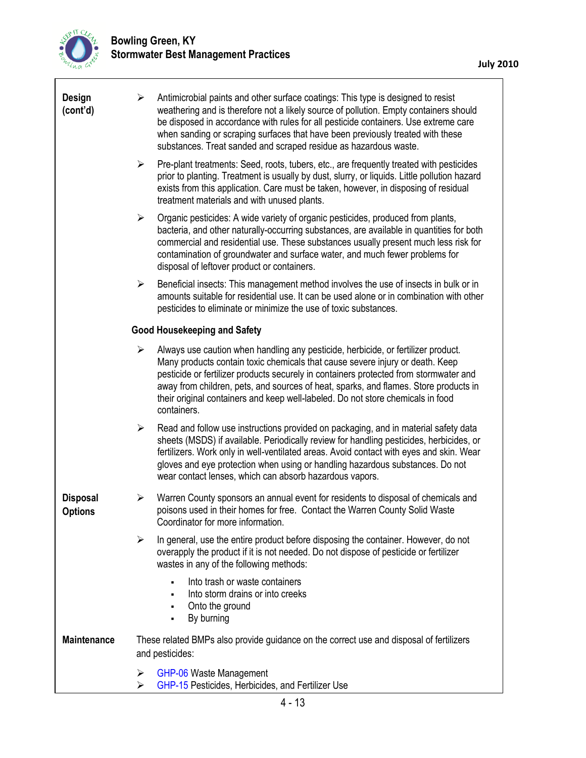**Design (cont'd)**

- Antimicrobial paints and other surface coatings: This type is designed to resist weathering and is therefore not a likely source of pollution. Empty containers should be disposed in accordance with rules for all pesticide containers. Use extreme care when sanding or scraping surfaces that have been previously treated with these substances. Treat sanded and scraped residue as hazardous waste.
- Pre-plant treatments: Seed, roots, tubers, etc., are frequently treated with pesticides prior to planting. Treatment is usually by dust, slurry, or liquids. Little pollution hazard exists from this application. Care must be taken, however, in disposing of residual treatment materials and with unused plants.
- Organic pesticides: A wide variety of organic pesticides, produced from plants, bacteria, and other naturally-occurring substances, are available in quantities for both commercial and residential use. These substances usually present much less risk for contamination of groundwater and surface water, and much fewer problems for disposal of leftover product or containers.
- Beneficial insects: This management method involves the use of insects in bulk or in amounts suitable for residential use. It can be used alone or in combination with other pesticides to eliminate or minimize the use of toxic substances.

**Good Housekeeping and Safety**

- Always use caution when handling any pesticide, herbicide, or fertilizer product. Many products contain toxic chemicals that cause severe injury or death. Keep pesticide or fertilizer products securely in containers protected from stormwater and away from children, pets, and sources of heat, sparks, and flames. Store products in their original containers and keep well-labeled. Do not store chemicals in food containers.
- Read and follow use instructions provided on packaging, and in material safety data sheets (MSDS) if available. Periodically review for handling pesticides, herbicides, or fertilizers. Work only in well-ventilated areas. Avoid contact with eyes and skin. Wear gloves and eye protection when using or handling hazardous substances. Do not wear contact lenses, which can absorb hazardous vapors.

**Disposal Options**

- Warren County sponsors an annual event for residents to disposal of chemicals and poisons used in their homes for free. Contact the Warren County Solid Waste Coordinator for more information.
- In general, use the entire product before disposing the container. However, do not overapply the product if it is not needed. Do not dispose of pesticide or fertilizer wastes in any of the following methods:
  - Into trash or waste containers
  - Into storm drains or into creeks
  - Onto the ground
  - By burning

**Maintenance**

These related BMPs also provide guidance on the correct use and disposal of fertilizers and pesticides:

- GHP-06 Waste Management
- GHP-15 Pesticides, Herbicides, and Fertilizer Use